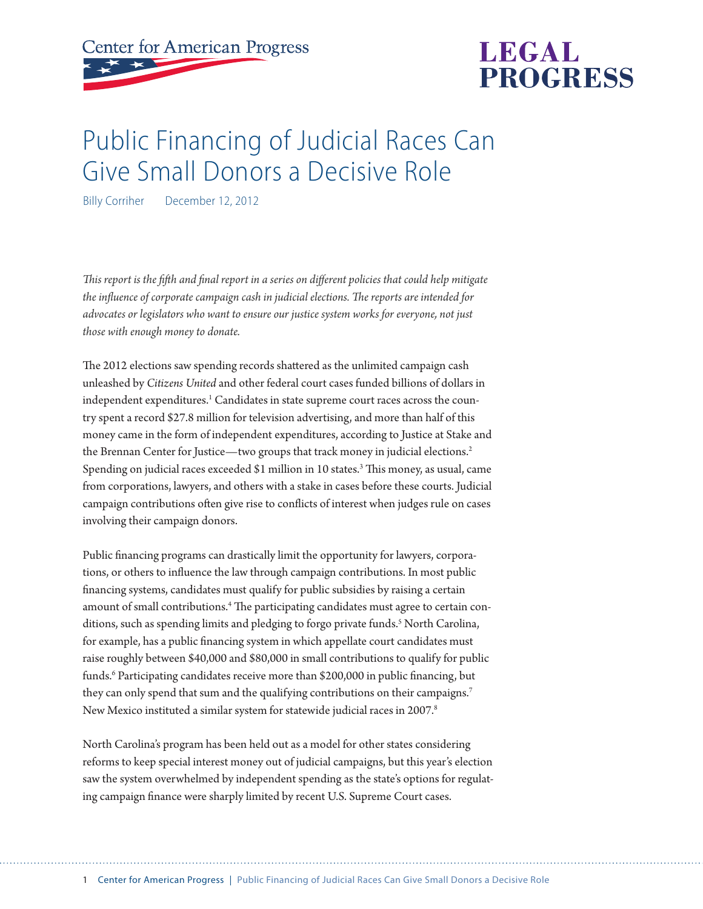Center for American Progress

# LEGAL PROGRESS

# Public Financing of Judicial Races Can Give Small Donors a Decisive Role

Billy Corriher December 12, 2012

*This report is the fifth and final report in a series on different policies that could help mitigate the influence of corporate campaign cash in judicial elections. The reports are intended for advocates or legislators who want to ensure our justice system works for everyone, not just those with enough money to donate.*

The 2012 elections saw spending records shattered as the unlimited campaign cash unleashed by *Citizens United* and other federal court cases funded billions of dollars in independent expenditures.[1] Candidates in state supreme court races across the country spent a record $27.8 million for television advertising, and more than half of this money came in the form of independent expenditures, according to Justice at Stake and the Brennan Center for Justice—two groups that track money in judicial elections.[2] Spending on judicial races exceeded $1 million in 10 states.[3] This money, as usual, came from corporations, lawyers, and others with a stake in cases before these courts. Judicial campaign contributions often give rise to conflicts of interest when judges rule on cases involving their campaign donors.

Public financing programs can drastically limit the opportunity for lawyers, corporations, or others to influence the law through campaign contributions. In most public financing systems, candidates must qualify for public subsidies by raising a certain amount of small contributions.[4] The participating candidates must agree to certain conditions, such as spending limits and pledging to forgo private funds.[5] North Carolina, for example, has a public financing system in which appellate court candidates must raise roughly between $40,000 and $80,000 in small contributions to qualify for public funds.[6] Participating candidates receive more than $200,000 in public financing, but they can only spend that sum and the qualifying contributions on their campaigns.[7] New Mexico instituted a similar system for statewide judicial races in 2007.[8]

North Carolina's program has been held out as a model for other states considering reforms to keep special interest money out of judicial campaigns, but this year's election saw the system overwhelmed by independent spending as the state's options for regulating campaign finance were sharply limited by recent U.S. Supreme Court cases.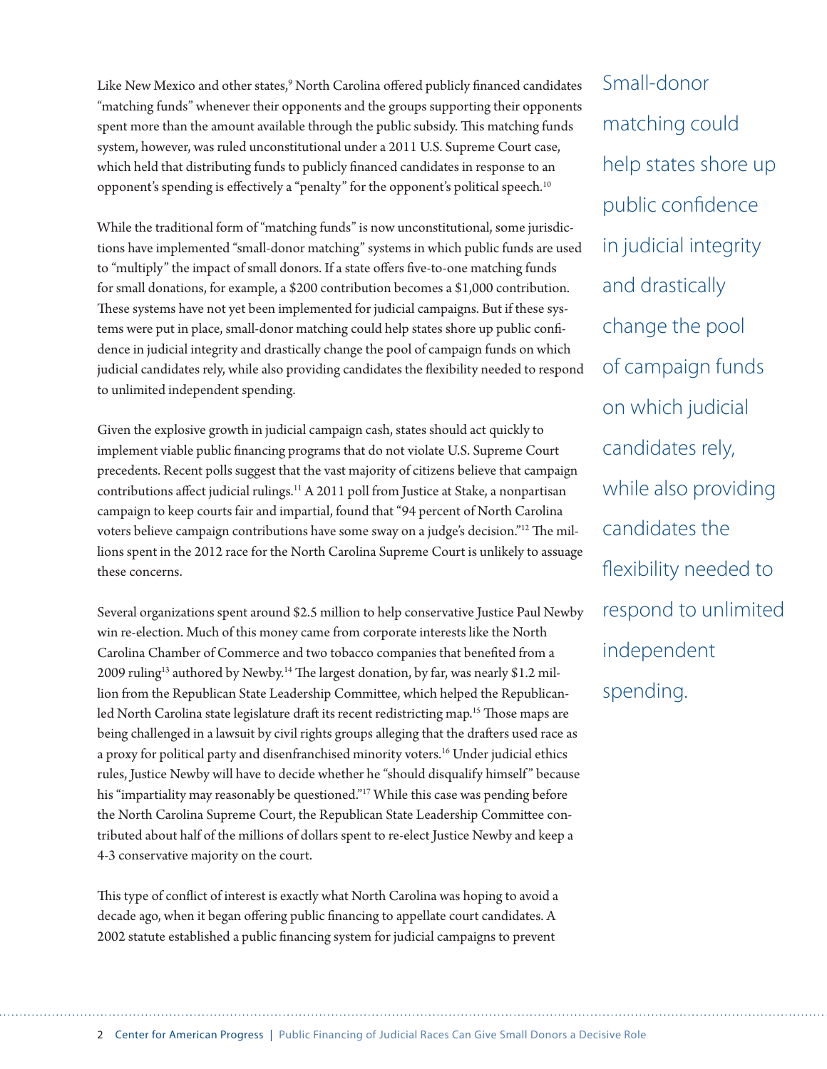Like New Mexico and other states,[9] North Carolina offered publicly financed candidates "matching funds" whenever their opponents and the groups supporting their opponents spent more than the amount available through the public subsidy. This matching funds system, however, was ruled unconstitutional under a 2011 U.S. Supreme Court case, which held that distributing funds to publicly financed candidates in response to an opponent's spending is effectively a "penalty" for the opponent's political speech.[10]

While the traditional form of "matching funds" is now unconstitutional, some jurisdictions have implemented "small-donor matching" systems in which public funds are used to "multiply" the impact of small donors. If a state offers five-to-one matching funds for small donations, for example, a $200 contribution becomes a $1,000 contribution. These systems have not yet been implemented for judicial campaigns. But if these systems were put in place, small-donor matching could help states shore up public confidence in judicial integrity and drastically change the pool of campaign funds on which judicial candidates rely, while also providing candidates the flexibility needed to respond to unlimited independent spending.

> Small-donor matching could help states shore up public confidence in judicial integrity and drastically change the pool of campaign funds on which judicial candidates rely, while also providing candidates the flexibility needed to respond to unlimited independent spending.

Given the explosive growth in judicial campaign cash, states should act quickly to implement viable public financing programs that do not violate U.S. Supreme Court precedents. Recent polls suggest that the vast majority of citizens believe that campaign contributions affect judicial rulings.[11] A 2011 poll from Justice at Stake, a nonpartisan campaign to keep courts fair and impartial, found that "94 percent of North Carolina voters believe campaign contributions have some sway on a judge's decision."[12] The millions spent in the 2012 race for the North Carolina Supreme Court is unlikely to assuage these concerns.

Several organizations spent around $2.5 million to help conservative Justice Paul Newby win re-election. Much of this money came from corporate interests like the North Carolina Chamber of Commerce and two tobacco companies that benefited from a 2009 ruling[13] authored by Newby.[14] The largest donation, by far, was nearly $1.2 million from the Republican State Leadership Committee, which helped the Republican-led North Carolina state legislature draft its recent redistricting map.[15] Those maps are being challenged in a lawsuit by civil rights groups alleging that the drafters used race as a proxy for political party and disenfranchised minority voters.[16] Under judicial ethics rules, Justice Newby will have to decide whether he "should disqualify himself" because his "impartiality may reasonably be questioned."[17] While this case was pending before the North Carolina Supreme Court, the Republican State Leadership Committee contributed about half of the millions of dollars spent to re-elect Justice Newby and keep a 4-3 conservative majority on the court.

This type of conflict of interest is exactly what North Carolina was hoping to avoid a decade ago, when it began offering public financing to appellate court candidates. A 2002 statute established a public financing system for judicial campaigns to prevent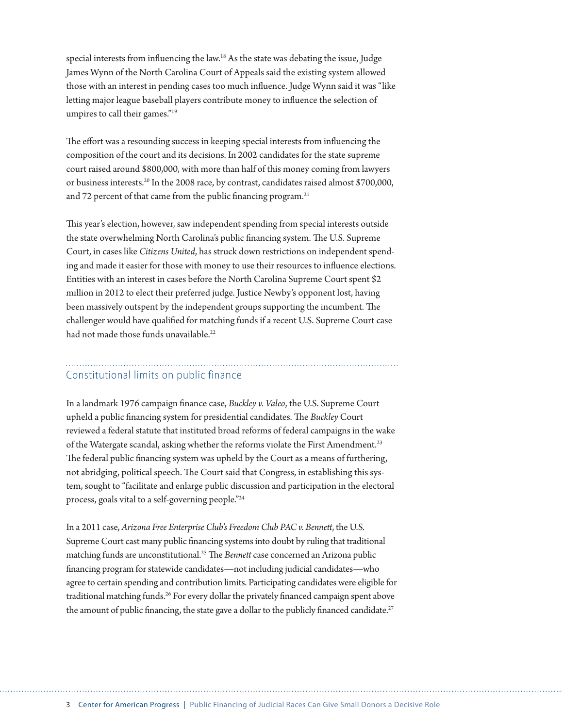special interests from influencing the law.[18] As the state was debating the issue, Judge James Wynn of the North Carolina Court of Appeals said the existing system allowed those with an interest in pending cases too much influence. Judge Wynn said it was "like letting major league baseball players contribute money to influence the selection of umpires to call their games."[19]

The effort was a resounding success in keeping special interests from influencing the composition of the court and its decisions. In 2002 candidates for the state supreme court raised around $800,000, with more than half of this money coming from lawyers or business interests.[20] In the 2008 race, by contrast, candidates raised almost $700,000, and 72 percent of that came from the public financing program.[21]

This year's election, however, saw independent spending from special interests outside the state overwhelming North Carolina's public financing system. The U.S. Supreme Court, in cases like *Citizens United*, has struck down restrictions on independent spending and made it easier for those with money to use their resources to influence elections. Entities with an interest in cases before the North Carolina Supreme Court spent $2 million in 2012 to elect their preferred judge. Justice Newby's opponent lost, having been massively outspent by the independent groups supporting the incumbent. The challenger would have qualified for matching funds if a recent U.S. Supreme Court case had not made those funds unavailable.[22]

## Constitutional limits on public finance

In a landmark 1976 campaign finance case, *Buckley v. Valeo*, the U.S. Supreme Court upheld a public financing system for presidential candidates. The *Buckley* Court reviewed a federal statute that instituted broad reforms of federal campaigns in the wake of the Watergate scandal, asking whether the reforms violate the First Amendment.[23] The federal public financing system was upheld by the Court as a means of furthering, not abridging, political speech. The Court said that Congress, in establishing this system, sought to "facilitate and enlarge public discussion and participation in the electoral process, goals vital to a self-governing people."[24]

In a 2011 case, *Arizona Free Enterprise Club's Freedom Club PAC v. Bennett*, the U.S. Supreme Court cast many public financing systems into doubt by ruling that traditional matching funds are unconstitutional.[25] The *Bennett* case concerned an Arizona public financing program for statewide candidates—not including judicial candidates—who agree to certain spending and contribution limits. Participating candidates were eligible for traditional matching funds.[26] For every dollar the privately financed campaign spent above the amount of public financing, the state gave a dollar to the publicly financed candidate.[27]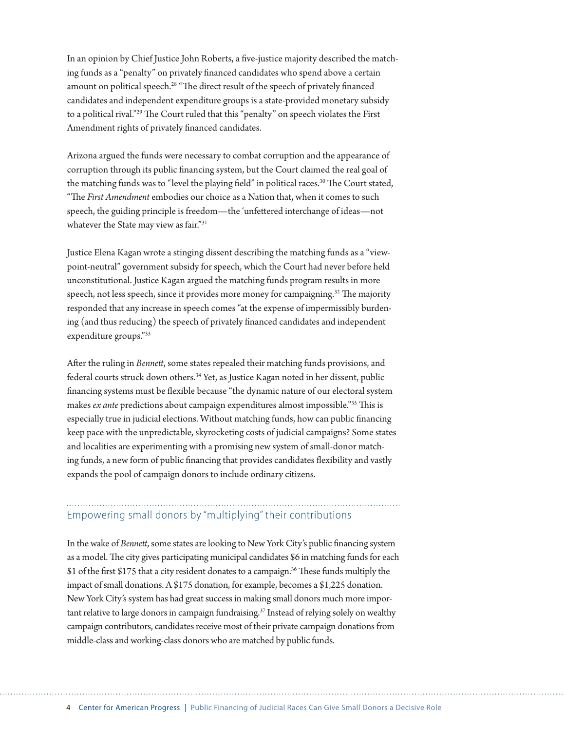In an opinion by Chief Justice John Roberts, a five-justice majority described the matching funds as a "penalty" on privately financed candidates who spend above a certain amount on political speech.[28] "The direct result of the speech of privately financed candidates and independent expenditure groups is a state-provided monetary subsidy to a political rival."[29] The Court ruled that this "penalty" on speech violates the First Amendment rights of privately financed candidates.

Arizona argued the funds were necessary to combat corruption and the appearance of corruption through its public financing system, but the Court claimed the real goal of the matching funds was to "level the playing field" in political races.[30] The Court stated, "The *First Amendment* embodies our choice as a Nation that, when it comes to such speech, the guiding principle is freedom—the 'unfettered interchange of ideas—not whatever the State may view as fair."[31]

Justice Elena Kagan wrote a stinging dissent describing the matching funds as a "viewpoint-neutral" government subsidy for speech, which the Court had never before held unconstitutional. Justice Kagan argued the matching funds program results in more speech, not less speech, since it provides more money for campaigning.[32] The majority responded that any increase in speech comes "at the expense of impermissibly burdening (and thus reducing) the speech of privately financed candidates and independent expenditure groups."[33]

After the ruling in *Bennett*, some states repealed their matching funds provisions, and federal courts struck down others.[34] Yet, as Justice Kagan noted in her dissent, public financing systems must be flexible because "the dynamic nature of our electoral system makes *ex ante* predictions about campaign expenditures almost impossible."[35] This is especially true in judicial elections. Without matching funds, how can public financing keep pace with the unpredictable, skyrocketing costs of judicial campaigns? Some states and localities are experimenting with a promising new system of small-donor matching funds, a new form of public financing that provides candidates flexibility and vastly expands the pool of campaign donors to include ordinary citizens.

## Empowering small donors by "multiplying" their contributions

In the wake of *Bennett*, some states are looking to New York City's public financing system as a model. The city gives participating municipal candidates $6 in matching funds for each $1 of the first $175 that a city resident donates to a campaign.[36] These funds multiply the impact of small donations. A $175 donation, for example, becomes a $1,225 donation. New York City's system has had great success in making small donors much more important relative to large donors in campaign fundraising.[37] Instead of relying solely on wealthy campaign contributors, candidates receive most of their private campaign donations from middle-class and working-class donors who are matched by public funds.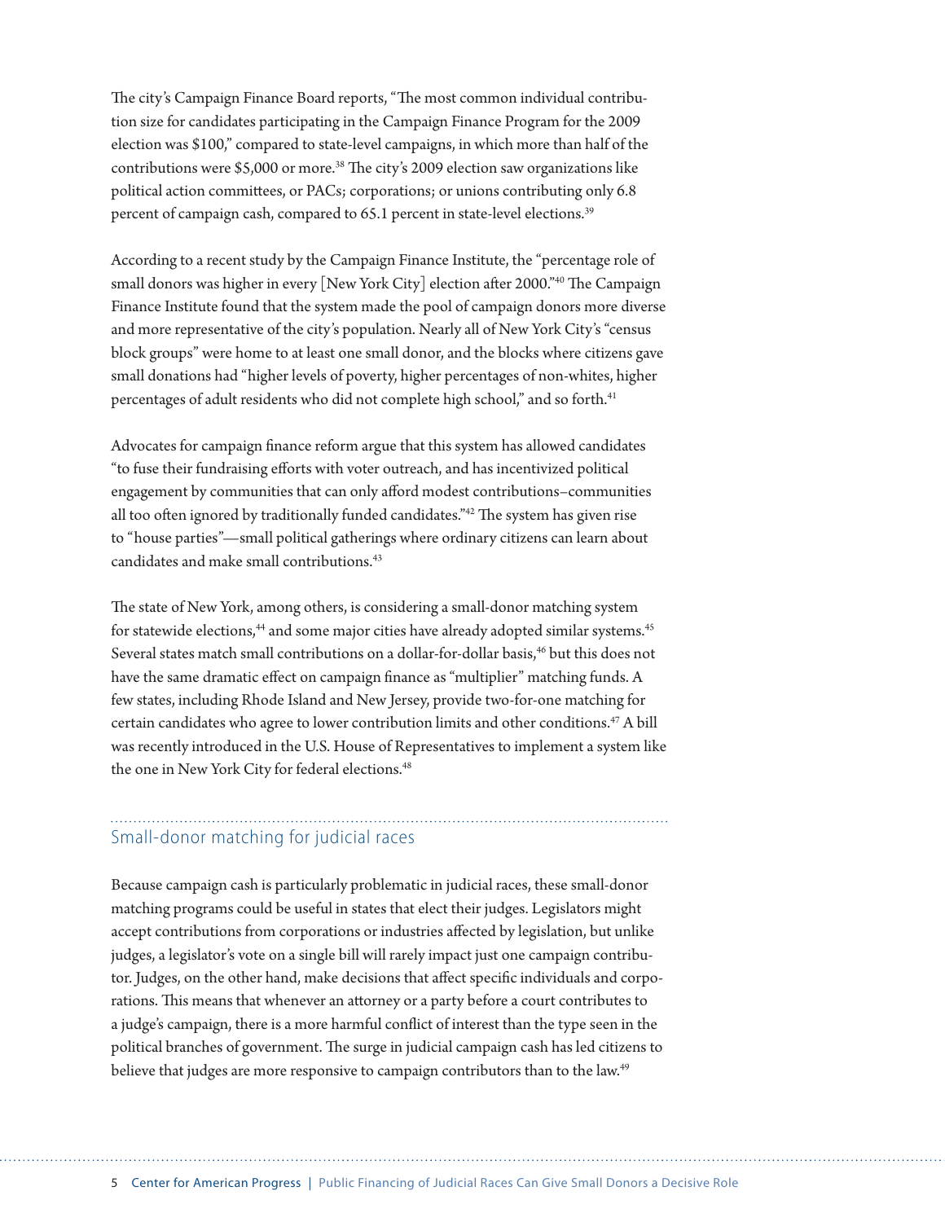The city's Campaign Finance Board reports, "The most common individual contribution size for candidates participating in the Campaign Finance Program for the 2009 election was $100," compared to state-level campaigns, in which more than half of the contributions were $5,000 or more.[38] The city's 2009 election saw organizations like political action committees, or PACs; corporations; or unions contributing only 6.8 percent of campaign cash, compared to 65.1 percent in state-level elections.[39]

According to a recent study by the Campaign Finance Institute, the "percentage role of small donors was higher in every [New York City] election after 2000."[40] The Campaign Finance Institute found that the system made the pool of campaign donors more diverse and more representative of the city's population. Nearly all of New York City's "census block groups" were home to at least one small donor, and the blocks where citizens gave small donations had "higher levels of poverty, higher percentages of non-whites, higher percentages of adult residents who did not complete high school," and so forth.[41]

Advocates for campaign finance reform argue that this system has allowed candidates "to fuse their fundraising efforts with voter outreach, and has incentivized political engagement by communities that can only afford modest contributions–communities all too often ignored by traditionally funded candidates."[42] The system has given rise to "house parties"—small political gatherings where ordinary citizens can learn about candidates and make small contributions.[43]

The state of New York, among others, is considering a small-donor matching system for statewide elections,[44] and some major cities have already adopted similar systems.[45] Several states match small contributions on a dollar-for-dollar basis,[46] but this does not have the same dramatic effect on campaign finance as "multiplier" matching funds. A few states, including Rhode Island and New Jersey, provide two-for-one matching for certain candidates who agree to lower contribution limits and other conditions.[47] A bill was recently introduced in the U.S. House of Representatives to implement a system like the one in New York City for federal elections.[48]

## Small-donor matching for judicial races

Because campaign cash is particularly problematic in judicial races, these small-donor matching programs could be useful in states that elect their judges. Legislators might accept contributions from corporations or industries affected by legislation, but unlike judges, a legislator's vote on a single bill will rarely impact just one campaign contributor. Judges, on the other hand, make decisions that affect specific individuals and corporations. This means that whenever an attorney or a party before a court contributes to a judge's campaign, there is a more harmful conflict of interest than the type seen in the political branches of government. The surge in judicial campaign cash has led citizens to believe that judges are more responsive to campaign contributors than to the law.[49]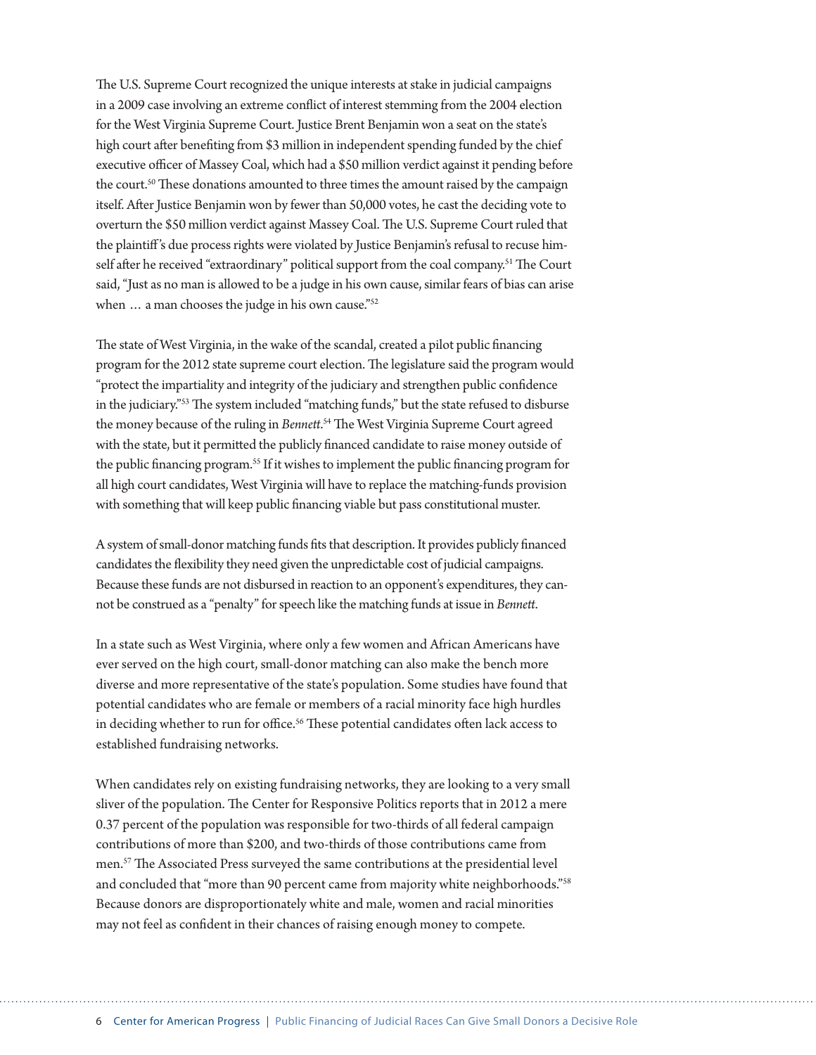The U.S. Supreme Court recognized the unique interests at stake in judicial campaigns in a 2009 case involving an extreme conflict of interest stemming from the 2004 election for the West Virginia Supreme Court. Justice Brent Benjamin won a seat on the state's high court after benefiting from $3 million in independent spending funded by the chief executive officer of Massey Coal, which had a $50 million verdict against it pending before the court.[50] These donations amounted to three times the amount raised by the campaign itself. After Justice Benjamin won by fewer than 50,000 votes, he cast the deciding vote to overturn the $50 million verdict against Massey Coal. The U.S. Supreme Court ruled that the plaintiff's due process rights were violated by Justice Benjamin's refusal to recuse himself after he received "extraordinary" political support from the coal company.[51] The Court said, "Just as no man is allowed to be a judge in his own cause, similar fears of bias can arise when … a man chooses the judge in his own cause."[52]

The state of West Virginia, in the wake of the scandal, created a pilot public financing program for the 2012 state supreme court election. The legislature said the program would "protect the impartiality and integrity of the judiciary and strengthen public confidence in the judiciary."[53] The system included "matching funds," but the state refused to disburse the money because of the ruling in *Bennett*.[54] The West Virginia Supreme Court agreed with the state, but it permitted the publicly financed candidate to raise money outside of the public financing program.[55] If it wishes to implement the public financing program for all high court candidates, West Virginia will have to replace the matching-funds provision with something that will keep public financing viable but pass constitutional muster.

A system of small-donor matching funds fits that description. It provides publicly financed candidates the flexibility they need given the unpredictable cost of judicial campaigns. Because these funds are not disbursed in reaction to an opponent's expenditures, they cannot be construed as a "penalty" for speech like the matching funds at issue in *Bennett*.

In a state such as West Virginia, where only a few women and African Americans have ever served on the high court, small-donor matching can also make the bench more diverse and more representative of the state's population. Some studies have found that potential candidates who are female or members of a racial minority face high hurdles in deciding whether to run for office.[56] These potential candidates often lack access to established fundraising networks.

When candidates rely on existing fundraising networks, they are looking to a very small sliver of the population. The Center for Responsive Politics reports that in 2012 a mere 0.37 percent of the population was responsible for two-thirds of all federal campaign contributions of more than $200, and two-thirds of those contributions came from men.[57] The Associated Press surveyed the same contributions at the presidential level and concluded that "more than 90 percent came from majority white neighborhoods."[58] Because donors are disproportionately white and male, women and racial minorities may not feel as confident in their chances of raising enough money to compete.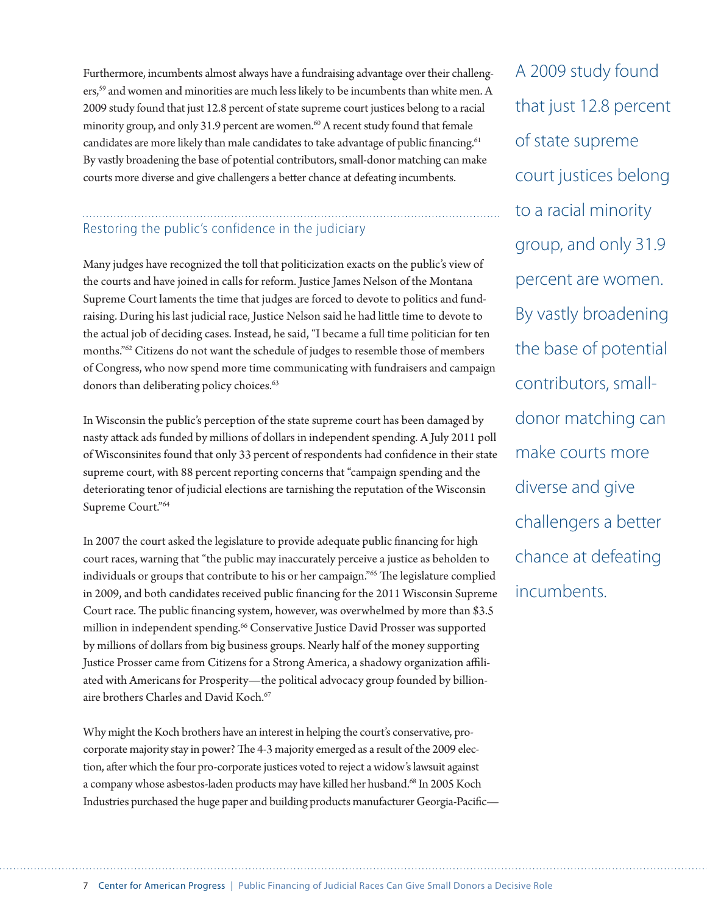Furthermore, incumbents almost always have a fundraising advantage over their challengers,[59] and women and minorities are much less likely to be incumbents than white men. A 2009 study found that just 12.8 percent of state supreme court justices belong to a racial minority group, and only 31.9 percent are women.[60] A recent study found that female candidates are more likely than male candidates to take advantage of public financing.[61] By vastly broadening the base of potential contributors, small-donor matching can make courts more diverse and give challengers a better chance at defeating incumbents.

A 2009 study found that just 12.8 percent of state supreme court justices belong to a racial minority group, and only 31.9 percent are women. By vastly broadening the base of potential contributors, small-donor matching can make courts more diverse and give challengers a better chance at defeating incumbents.

## Restoring the public's confidence in the judiciary

Many judges have recognized the toll that politicization exacts on the public's view of the courts and have joined in calls for reform. Justice James Nelson of the Montana Supreme Court laments the time that judges are forced to devote to politics and fundraising. During his last judicial race, Justice Nelson said he had little time to devote to the actual job of deciding cases. Instead, he said, "I became a full time politician for ten months."[62] Citizens do not want the schedule of judges to resemble those of members of Congress, who now spend more time communicating with fundraisers and campaign donors than deliberating policy choices.[63]

In Wisconsin the public's perception of the state supreme court has been damaged by nasty attack ads funded by millions of dollars in independent spending. A July 2011 poll of Wisconsinites found that only 33 percent of respondents had confidence in their state supreme court, with 88 percent reporting concerns that "campaign spending and the deteriorating tenor of judicial elections are tarnishing the reputation of the Wisconsin Supreme Court."[64]

In 2007 the court asked the legislature to provide adequate public financing for high court races, warning that "the public may inaccurately perceive a justice as beholden to individuals or groups that contribute to his or her campaign."[65] The legislature complied in 2009, and both candidates received public financing for the 2011 Wisconsin Supreme Court race. The public financing system, however, was overwhelmed by more than $3.5 million in independent spending.[66] Conservative Justice David Prosser was supported by millions of dollars from big business groups. Nearly half of the money supporting Justice Prosser came from Citizens for a Strong America, a shadowy organization affiliated with Americans for Prosperity—the political advocacy group founded by billionaire brothers Charles and David Koch.[67]

Why might the Koch brothers have an interest in helping the court's conservative, pro-corporate majority stay in power? The 4-3 majority emerged as a result of the 2009 election, after which the four pro-corporate justices voted to reject a widow's lawsuit against a company whose asbestos-laden products may have killed her husband.[68] In 2005 Koch Industries purchased the huge paper and building products manufacturer Georgia-Pacific—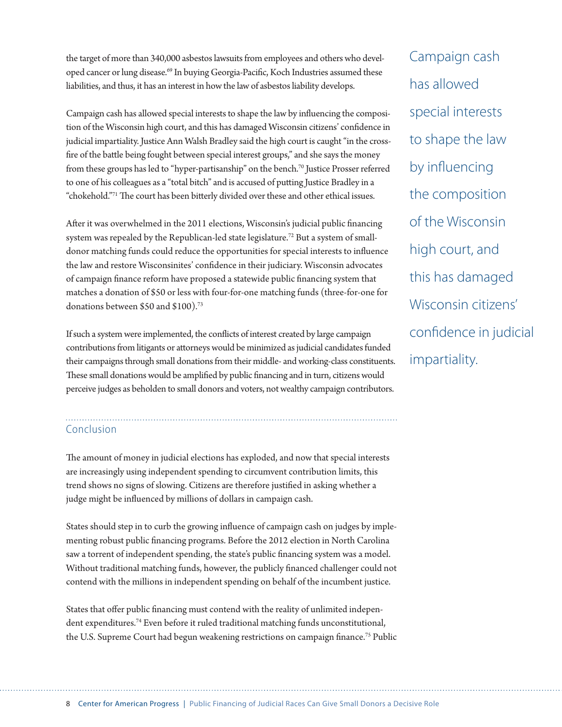the target of more than 340,000 asbestos lawsuits from employees and others who developed cancer or lung disease.[69] In buying Georgia-Pacific, Koch Industries assumed these liabilities, and thus, it has an interest in how the law of asbestos liability develops.

Campaign cash has allowed special interests to shape the law by influencing the composition of the Wisconsin high court, and this has damaged Wisconsin citizens' confidence in judicial impartiality. Justice Ann Walsh Bradley said the high court is caught "in the crossfire of the battle being fought between special interest groups," and she says the money from these groups has led to "hyper-partisanship" on the bench.[70] Justice Prosser referred to one of his colleagues as a "total bitch" and is accused of putting Justice Bradley in a "chokehold."[71] The court has been bitterly divided over these and other ethical issues.

After it was overwhelmed in the 2011 elections, Wisconsin's judicial public financing system was repealed by the Republican-led state legislature.[72] But a system of small-donor matching funds could reduce the opportunities for special interests to influence the law and restore Wisconsinites' confidence in their judiciary. Wisconsin advocates of campaign finance reform have proposed a statewide public financing system that matches a donation of $50 or less with four-for-one matching funds (three-for-one for donations between $50 and $100).[73]

If such a system were implemented, the conflicts of interest created by large campaign contributions from litigants or attorneys would be minimized as judicial candidates funded their campaigns through small donations from their middle- and working-class constituents. These small donations would be amplified by public financing and in turn, citizens would perceive judges as beholden to small donors and voters, not wealthy campaign contributors.

> Campaign cash has allowed special interests to shape the law by influencing the composition of the Wisconsin high court, and this has damaged Wisconsin citizens' confidence in judicial impartiality.

## Conclusion

The amount of money in judicial elections has exploded, and now that special interests are increasingly using independent spending to circumvent contribution limits, this trend shows no signs of slowing. Citizens are therefore justified in asking whether a judge might be influenced by millions of dollars in campaign cash.

States should step in to curb the growing influence of campaign cash on judges by implementing robust public financing programs. Before the 2012 election in North Carolina saw a torrent of independent spending, the state's public financing system was a model. Without traditional matching funds, however, the publicly financed challenger could not contend with the millions in independent spending on behalf of the incumbent justice.

States that offer public financing must contend with the reality of unlimited independent expenditures.[74] Even before it ruled traditional matching funds unconstitutional, the U.S. Supreme Court had begun weakening restrictions on campaign finance.[75] Public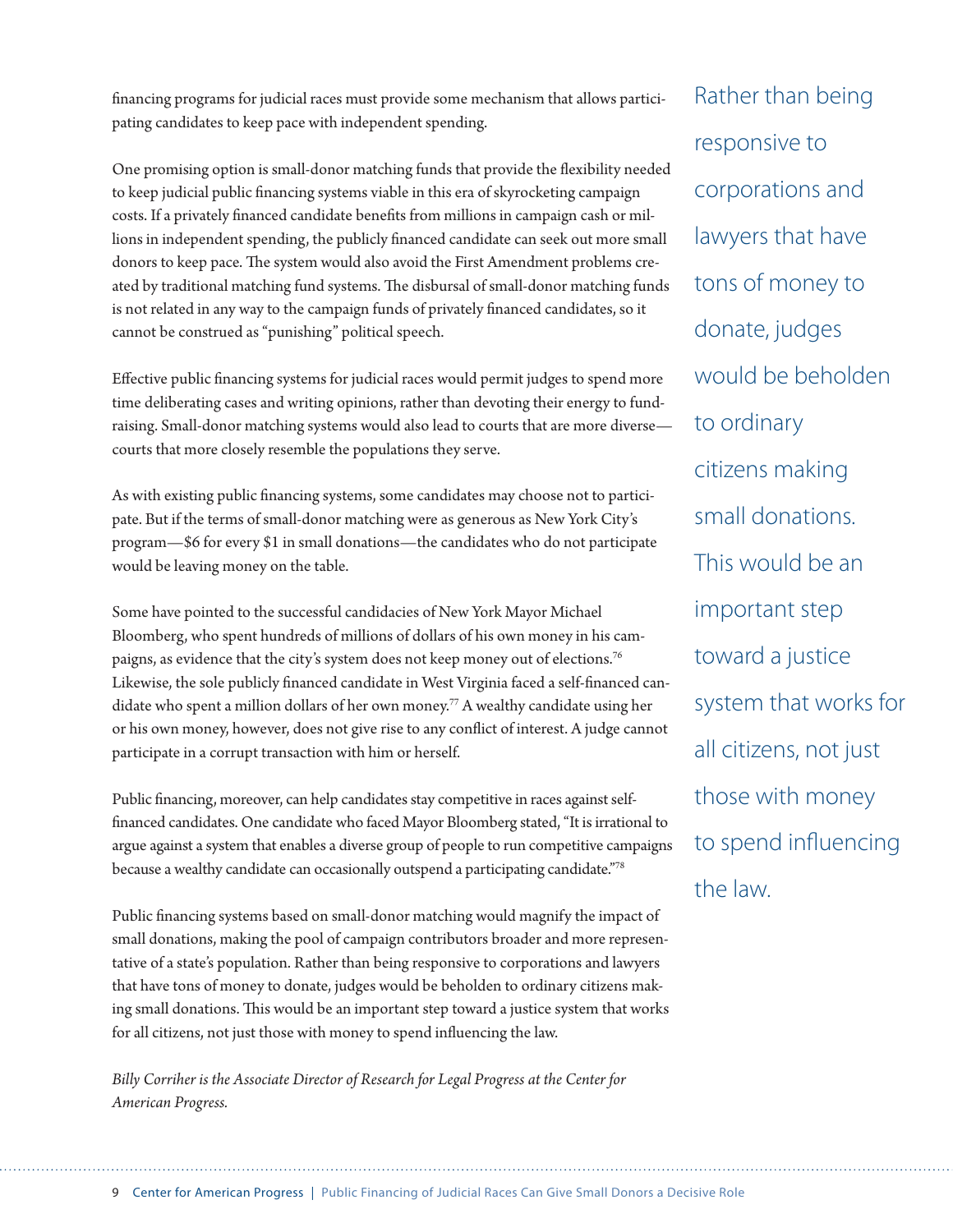financing programs for judicial races must provide some mechanism that allows participating candidates to keep pace with independent spending.

One promising option is small-donor matching funds that provide the flexibility needed to keep judicial public financing systems viable in this era of skyrocketing campaign costs. If a privately financed candidate benefits from millions in campaign cash or millions in independent spending, the publicly financed candidate can seek out more small donors to keep pace. The system would also avoid the First Amendment problems created by traditional matching fund systems. The disbursal of small-donor matching funds is not related in any way to the campaign funds of privately financed candidates, so it cannot be construed as "punishing" political speech.

Effective public financing systems for judicial races would permit judges to spend more time deliberating cases and writing opinions, rather than devoting their energy to fundraising. Small-donor matching systems would also lead to courts that are more diverse—courts that more closely resemble the populations they serve.

As with existing public financing systems, some candidates may choose not to participate. But if the terms of small-donor matching were as generous as New York City's program—$6 for every $1 in small donations—the candidates who do not participate would be leaving money on the table.

Some have pointed to the successful candidacies of New York Mayor Michael Bloomberg, who spent hundreds of millions of dollars of his own money in his campaigns, as evidence that the city's system does not keep money out of elections.[76] Likewise, the sole publicly financed candidate in West Virginia faced a self-financed candidate who spent a million dollars of her own money.[77] A wealthy candidate using her or his own money, however, does not give rise to any conflict of interest. A judge cannot participate in a corrupt transaction with him or herself.

Public financing, moreover, can help candidates stay competitive in races against self-financed candidates. One candidate who faced Mayor Bloomberg stated, "It is irrational to argue against a system that enables a diverse group of people to run competitive campaigns because a wealthy candidate can occasionally outspend a participating candidate."[78]

Public financing systems based on small-donor matching would magnify the impact of small donations, making the pool of campaign contributors broader and more representative of a state's population. Rather than being responsive to corporations and lawyers that have tons of money to donate, judges would be beholden to ordinary citizens making small donations. This would be an important step toward a justice system that works for all citizens, not just those with money to spend influencing the law.

*Billy Corriher is the Associate Director of Research for Legal Progress at the Center for American Progress.*

Rather than being responsive to corporations and lawyers that have tons of money to donate, judges would be beholden to ordinary citizens making small donations. This would be an important step toward a justice system that works for all citizens, not just those with money to spend influencing the law.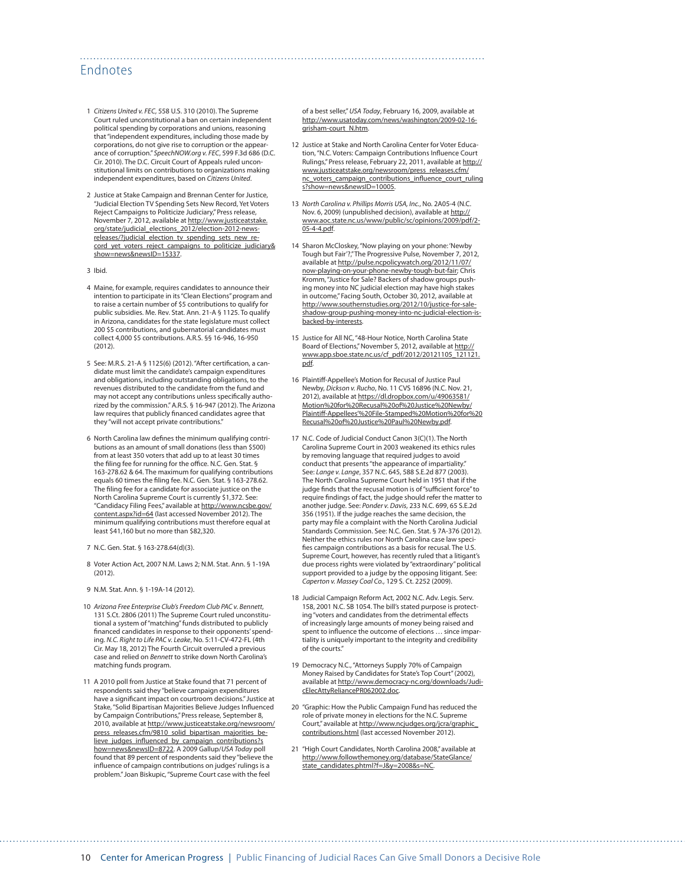## Endnotes

1. *Citizens United v. FEC*, 558 U.S. 310 (2010). The Supreme Court ruled unconstitutional a ban on certain independent political spending by corporations and unions, reasoning that "independent expenditures, including those made by corporations, do not give rise to corruption or the appearance of corruption." *SpeechNOW.org v. FEC*, 599 F.3d 686 (D.C. Cir. 2010). The D.C. Circuit Court of Appeals ruled unconstitutional limits on contributions to organizations making independent expenditures, based on *Citizens United*.

2. Justice at Stake Campaign and Brennan Center for Justice, "Judicial Election TV Spending Sets New Record, Yet Voters Reject Campaigns to Politicize Judiciary," Press release, November 7, 2012, available at http://www.justiceatstake.org/state/judicial_elections_2012/election-2012-news-releases/?judicial_election_tv_spending_sets_new_record_yet_voters_reject_campaigns_to_politicize_judiciary&show=news&newsID=15337.

3. Ibid.

4. Maine, for example, requires candidates to announce their intention to participate in its "Clean Elections" program and to raise a certain number of $5 contributions to qualify for public subsidies. Me. Rev. Stat. Ann. 21-A § 1125. To qualify in Arizona, candidates for the state legislature must collect 200 $5 contributions, and gubernatorial candidates must collect 4,000 $5 contributions. A.R.S. §§ 16-946, 16-950 (2012).

5. See: M.R.S. 21-A § 1125(6) (2012). "After certification, a candidate must limit the candidate's campaign expenditures and obligations, including outstanding obligations, to the revenues distributed to the candidate from the fund and may not accept any contributions unless specifically authorized by the commission." A.R.S. § 16-947 (2012). The Arizona law requires that publicly financed candidates agree that they "will not accept private contributions."

6. North Carolina law defines the minimum qualifying contributions as an amount of small donations (less than $500) from at least 350 voters that add up to at least 30 times the filing fee for running for the office. N.C. Gen. Stat. § 163-278.62 & 64. The maximum for qualifying contributions equals 60 times the filing fee. N.C. Gen. Stat. § 163-278.62. The filing fee for a candidate for associate justice on the North Carolina Supreme Court is currently $1,372. See: "Candidacy Filing Fees," available at http://www.ncsbe.gov/content.aspx?id=64 (last accessed November 2012). The minimum qualifying contributions must therefore equal at least $41,160 but no more than $82,320.

7. N.C. Gen. Stat. § 163-278.64(d)(3).

8. Voter Action Act, 2007 N.M. Laws 2; N.M. Stat. Ann. § 1-19A (2012).

9. N.M. Stat. Ann. § 1-19A-14 (2012).

10. *Arizona Free Enterprise Club's Freedom Club PAC v. Bennett*, 131 S.Ct. 2806 (2011) The Supreme Court ruled unconstitutional a system of "matching" funds distributed to publicly financed candidates in response to their opponents' spending. *N.C. Right to Life PAC v. Leake*, No. 5:11-CV-472-FL (4th Cir. May 18, 2012) The Fourth Circuit overruled a previous case and relied on *Bennett* to strike down North Carolina's matching funds program.

11. A 2010 poll from Justice at Stake found that 71 percent of respondents said they "believe campaign expenditures have a significant impact on courtroom decisions." Justice at Stake, "Solid Bipartisan Majorities Believe Judges Influenced by Campaign Contributions," Press release, September 8, 2010, available at http://www.justiceatstake.org/newsroom/press_releases.cfm/9810_solid_bipartisan_majorities_believe_judges_influenced_by_campaign_contributions?show=news&newsID=8722. A 2009 Gallup/*USA Today* poll found that 89 percent of respondents said they "believe the influence of campaign contributions on judges' rulings is a problem." Joan Biskupic, "Supreme Court case with the feel of a best seller," *USA Today*, February 16, 2009, available at http://www.usatoday.com/news/washington/2009-02-16-grisham-court_N.htm.

12. Justice at Stake and North Carolina Center for Voter Education, "N.C. Voters: Campaign Contributions Influence Court Rulings," Press release, February 22, 2011, available at http://www.justiceatstake.org/newsroom/press_releases.cfm/nc_voters_campaign_contributions_influence_court_rulings?show=news&newsID=10005.

13. *North Carolina v. Phillips Morris USA, Inc.*, No. 2A05-4 (N.C. Nov. 6, 2009) (unpublished decision), available at http://www.aoc.state.nc.us/www/public/sc/opinions/2009/pdf/2-05-4-4.pdf.

14. Sharon McCloskey, "Now playing on your phone: 'Newby Tough but Fair'?," The Progressive Pulse, November 7, 2012, available at http://pulse.ncpolicywatch.org/2012/11/07/now-playing-on-your-phone-newby-tough-but-fair; Chris Kromm, "Justice for Sale? Backers of shadow groups pushing money into NC judicial election may have high stakes in outcome," Facing South, October 30, 2012, available at http://www.southernstudies.org/2012/10/justice-for-sale-shadow-group-pushing-money-into-nc-judicial-election-is-backed-by-interests.

15. Justice for All NC, "48-Hour Notice, North Carolina State Board of Elections," November 5, 2012, available at http://www.app.sboe.state.nc.us/cf_pdf/2012/20121105_121121.pdf.

16. Plaintiff-Appellee's Motion for Recusal of Justice Paul Newby, *Dickson v. Rucho*, No. 11 CVS 16896 (N.C. Nov. 21, 2012), available at https://dl.dropbox.com/u/49063581/Motion%20for%20Recusal%20of%20Justice%20Newby/Plaintiff-Appellees'%20File-Stamped%20Motion%20for%20Recusal%20of%20Justice%20Paul%20Newby.pdf.

17. N.C. Code of Judicial Conduct Canon 3(C)(1). The North Carolina Supreme Court in 2003 weakened its ethics rules by removing language that required judges to avoid conduct that presents "the appearance of impartiality." See: *Lange v. Lange*, 357 N.C. 645, 588 S.E.2d 877 (2003). The North Carolina Supreme Court held in 1951 that if the judge finds that the recusal motion is of "sufficient force" to require findings of fact, the judge should refer the matter to another judge. See: *Ponder v. Davis*, 233 N.C. 699, 65 S.E.2d 356 (1951). If the judge reaches the same decision, the party may file a complaint with the North Carolina Judicial Standards Commission. See: N.C. Gen. Stat. § 7A-376 (2012). Neither the ethics rules nor North Carolina case law specifies campaign contributions as a basis for recusal. The U.S. Supreme Court, however, has recently ruled that a litigant's due process rights were violated by "extraordinary" political support provided to a judge by the opposing litigant. See: *Caperton v. Massey Coal Co.*, 129 S. Ct. 2252 (2009).

18. Judicial Campaign Reform Act, 2002 N.C. Adv. Legis. Serv. 158, 2001 N.C. SB 1054. The bill's stated purpose is protecting "voters and candidates from the detrimental effects of increasingly large amounts of money being raised and spent to influence the outcome of elections … since impartiality is uniquely important to the integrity and credibility of the courts."

19. Democracy N.C., "Attorneys Supply 70% of Campaign Money Raised by Candidates for State's Top Court" (2002), available at http://www.democracy-nc.org/downloads/JudicElecAttyReliancePR062002.doc.

20. "Graphic: How the Public Campaign Fund has reduced the role of private money in elections for the N.C. Supreme Court," available at http://www.ncjudges.org/jcra/graphic_contributions.html (last accessed November 2012).

21. "High Court Candidates, North Carolina 2008," available at http://www.followthemoney.org/database/StateGlance/state_candidates.phtml?f=J&y=2008&s=NC.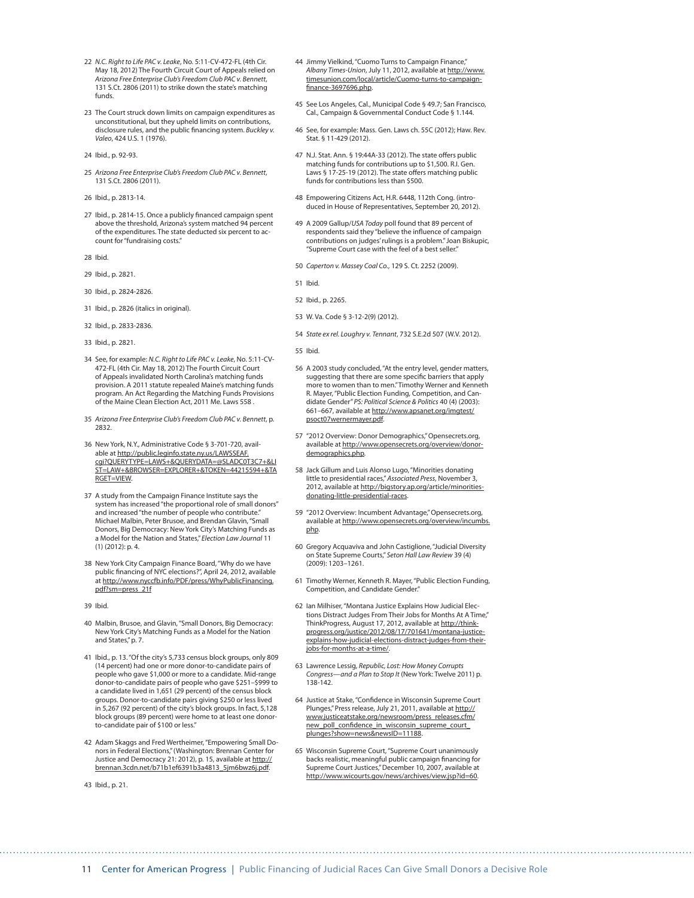22 *N.C. Right to Life PAC v. Leake*, No. 5:11-CV-472-FL (4th Cir. May 18, 2012) The Fourth Circuit Court of Appeals relied on *Arizona Free Enterprise Club's Freedom Club PAC v. Bennett*, 131 S.Ct. 2806 (2011) to strike down the state's matching funds.

23 The Court struck down limits on campaign expenditures as unconstitutional, but they upheld limits on contributions, disclosure rules, and the public financing system. *Buckley v. Valeo*, 424 U.S. 1 (1976).

24 Ibid., p. 92-93.

25 *Arizona Free Enterprise Club's Freedom Club PAC v. Bennett*, 131 S.Ct. 2806 (2011).

26 Ibid., p. 2813-14.

27 Ibid., p. 2814-15. Once a publicly financed campaign spent above the threshold, Arizona's system matched 94 percent of the expenditures. The state deducted six percent to account for "fundraising costs."

28 Ibid.

29 Ibid., p. 2821.

30 Ibid., p. 2824-2826.

31 Ibid., p. 2826 (italics in original).

32 Ibid., p. 2833-2836.

33 Ibid., p. 2821.

34 See, for example: *N.C. Right to Life PAC v. Leake*, No. 5:11-CV-472-FL (4th Cir. May 18, 2012) The Fourth Circuit Court of Appeals invalidated North Carolina's matching funds provision. A 2011 statute repealed Maine's matching funds program. An Act Regarding the Matching Funds Provisions of the Maine Clean Election Act, 2011 Me. Laws 558 .

35 *Arizona Free Enterprise Club's Freedom Club PAC v. Bennett*, p. 2832.

36 New York, N.Y., Administrative Code § 3-701-720, available at http://public.leginfo.state.ny.us/LAWSSEAF.cgi?QUERYTYPE=LAWS+&QUERYDATA=@SLADC0T3C7+&LIST=LAW+&BROWSER=EXPLORER+&TOKEN=44215594+&TARGET=VIEW.

37 A study from the Campaign Finance Institute says the system has increased "the proportional role of small donors" and increased "the number of people who contribute." Michael Malbin, Peter Brusoe, and Brendan Glavin, "Small Donors, Big Democracy: New York City's Matching Funds as a Model for the Nation and States," *Election Law Journal* 11 (1) (2012): p. 4.

38 New York City Campaign Finance Board, "Why do we have public financing of NYC elections?", April 24, 2012, available at http://www.nyccfb.info/PDF/press/WhyPublicFinancing.pdf?sm=press_21f

39 Ibid.

40 Malbin, Brusoe, and Glavin, "Small Donors, Big Democracy: New York City's Matching Funds as a Model for the Nation and States," p. 7.

41 Ibid., p. 13. "Of the city's 5,733 census block groups, only 809 (14 percent) had one or more donor-to-candidate pairs of people who gave $1,000 or more to a candidate. Mid-range donor-to-candidate pairs of people who gave $251–$999 to a candidate lived in 1,651 (29 percent) of the census block groups. Donor-to-candidate pairs giving $250 or less lived in 5,267 (92 percent) of the city's block groups. In fact, 5,128 block groups (89 percent) were home to at least one donor-to-candidate pair of $100 or less."

42 Adam Skaggs and Fred Wertheimer, "Empowering Small Donors in Federal Elections," (Washington: Brennan Center for Justice and Democracy 21: 2012), p. 15, available at http://brennan.3cdn.net/b71b1ef6391b3a4813_5jm6bwz6j.pdf.

43 Ibid., p. 21.

44 Jimmy Vielkind, "Cuomo Turns to Campaign Finance," *Albany Times-Union*, July 11, 2012, available at http://www.timesunion.com/local/article/Cuomo-turns-to-campaign-finance-3697696.php.

45 See Los Angeles, Cal., Municipal Code § 49.7; San Francisco, Cal., Campaign & Governmental Conduct Code § 1.144.

46 See, for example: Mass. Gen. Laws ch. 55C (2012); Haw. Rev. Stat. § 11-429 (2012).

47 N.J. Stat. Ann. § 19:44A-33 (2012). The state offers public matching funds for contributions up to $1,500. R.I. Gen. Laws § 17-25-19 (2012). The state offers matching public funds for contributions less than $500.

48 Empowering Citizens Act, H.R. 6448, 112th Cong. (introduced in House of Representatives, September 20, 2012).

49 A 2009 Gallup/*USA Today* poll found that 89 percent of respondents said they "believe the influence of campaign contributions on judges' rulings is a problem." Joan Biskupic, "Supreme Court case with the feel of a best seller."

50 *Caperton v. Massey Coal Co.*, 129 S. Ct. 2252 (2009).

51 Ibid.

52 Ibid., p. 2265.

53 W. Va. Code § 3-12-2(9) (2012).

54 *State ex rel. Loughry v. Tennant*, 732 S.E.2d 507 (W.V. 2012).

55 Ibid.

56 A 2003 study concluded, "At the entry level, gender matters, suggesting that there are some specific barriers that apply more to women than to men." Timothy Werner and Kenneth R. Mayer, "Public Election Funding, Competition, and Candidate Gender" *PS: Political Science & Politics* 40 (4) (2003): 661–667, available at http://www.apsanet.org/imgtest/psoct07wernermayer.pdf.

57 "2012 Overview: Donor Demographics," Opensecrets.org, available at http://www.opensecrets.org/overview/donor-demographics.php.

58 Jack Gillum and Luis Alonso Lugo, "Minorities donating little to presidential races," *Associated Press*, November 3, 2012, available at http://bigstory.ap.org/article/minorities-donating-little-presidential-races.

59 "2012 Overview: Incumbent Advantage," Opensecrets.org, available at http://www.opensecrets.org/overview/incumbs.php.

60 Gregory Acquaviva and John Castiglione, "Judicial Diversity on State Supreme Courts," *Seton Hall Law Review* 39 (4) (2009): 1203–1261.

61 Timothy Werner, Kenneth R. Mayer, "Public Election Funding, Competition, and Candidate Gender."

62 Ian Milhiser, "Montana Justice Explains How Judicial Elections Distract Judges From Their Jobs for Months At A Time," ThinkProgress, August 17, 2012, available at http://thinkprogress.org/justice/2012/08/17/701641/montana-justice-explains-how-judicial-elections-distract-judges-from-their-jobs-for-months-at-a-time/.

63 Lawrence Lessig, *Republic, Lost: How Money Corrupts Congress—and a Plan to Stop It* (New York: Twelve 2011) p. 138-142.

64 Justice at Stake, "Confidence in Wisconsin Supreme Court Plunges," Press release, July 21, 2011, available at http://www.justiceatstake.org/newsroom/press_releases.cfm/new_poll_confidence_in_wisconsin_supreme_court_plunges?show=news&newsID=11188.

65 Wisconsin Supreme Court, "Supreme Court unanimously backs realistic, meaningful public campaign financing for Supreme Court Justices," December 10, 2007, available at http://www.wicourts.gov/news/archives/view.jsp?id=60.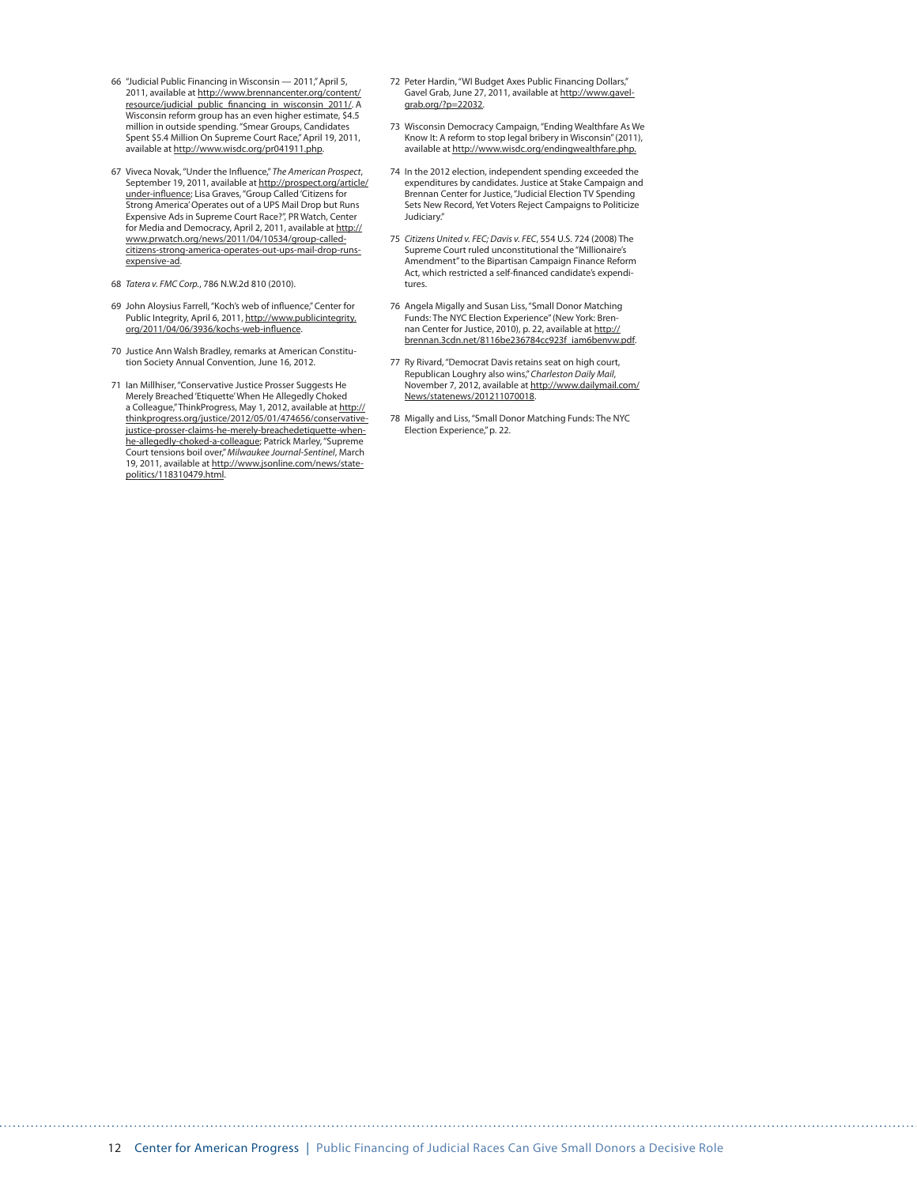66 "Judicial Public Financing in Wisconsin — 2011," April 5, 2011, available at http://www.brennancenter.org/content/resource/judicial_public_financing_in_wisconsin_2011/. A Wisconsin reform group has an even higher estimate, $4.5 million in outside spending. "Smear Groups, Candidates Spent $5.4 Million On Supreme Court Race," April 19, 2011, available at http://www.wisdc.org/pr041911.php.

67 Viveca Novak, "Under the Influence," *The American Prospect*, September 19, 2011, available at http://prospect.org/article/under-influence; Lisa Graves, "Group Called 'Citizens for Strong America' Operates out of a UPS Mail Drop but Runs Expensive Ads in Supreme Court Race?", PR Watch, Center for Media and Democracy, April 2, 2011, available at http://www.prwatch.org/news/2011/04/10534/group-called-citizens-strong-america-operates-out-ups-mail-drop-runs-expensive-ad.

68 *Tatera v. FMC Corp.*, 786 N.W.2d 810 (2010).

69 John Aloysius Farrell, "Koch's web of influence," Center for Public Integrity, April 6, 2011, http://www.publicintegrity.org/2011/04/06/3936/kochs-web-influence.

70 Justice Ann Walsh Bradley, remarks at American Constitution Society Annual Convention, June 16, 2012.

71 Ian Millhiser, "Conservative Justice Prosser Suggests He Merely Breached 'Etiquette' When He Allegedly Choked a Colleague," ThinkProgress, May 1, 2012, available at http://thinkprogress.org/justice/2012/05/01/474656/conservative-justice-prosser-claims-he-merely-breachedetiquette-when-he-allegedly-choked-a-colleague; Patrick Marley, "Supreme Court tensions boil over," *Milwaukee Journal-Sentinel*, March 19, 2011, available at http://www.jsonline.com/news/statepolitics/118310479.html.

72 Peter Hardin, "WI Budget Axes Public Financing Dollars," Gavel Grab, June 27, 2011, available at http://www.gavel-grab.org/?p=22032.

73 Wisconsin Democracy Campaign, "Ending Wealthfare As We Know It: A reform to stop legal bribery in Wisconsin" (2011), available at http://www.wisdc.org/endingwealthfare.php.

74 In the 2012 election, independent spending exceeded the expenditures by candidates. Justice at Stake Campaign and Brennan Center for Justice, "Judicial Election TV Spending Sets New Record, Yet Voters Reject Campaigns to Politicize Judiciary."

75 *Citizens United v. FEC; Davis v. FEC*, 554 U.S. 724 (2008) The Supreme Court ruled unconstitutional the "Millionaire's Amendment" to the Bipartisan Campaign Finance Reform Act, which restricted a self-financed candidate's expenditures.

76 Angela Migally and Susan Liss, "Small Donor Matching Funds: The NYC Election Experience" (New York: Brennan Center for Justice, 2010), p. 22, available at http://brennan.3cdn.net/8116be236784cc923f_iam6benvw.pdf.

77 Ry Rivard, "Democrat Davis retains seat on high court, Republican Loughry also wins," *Charleston Daily Mail*, November 7, 2012, available at http://www.dailymail.com/News/statenews/201211070018.

78 Migally and Liss, "Small Donor Matching Funds: The NYC Election Experience," p. 22.